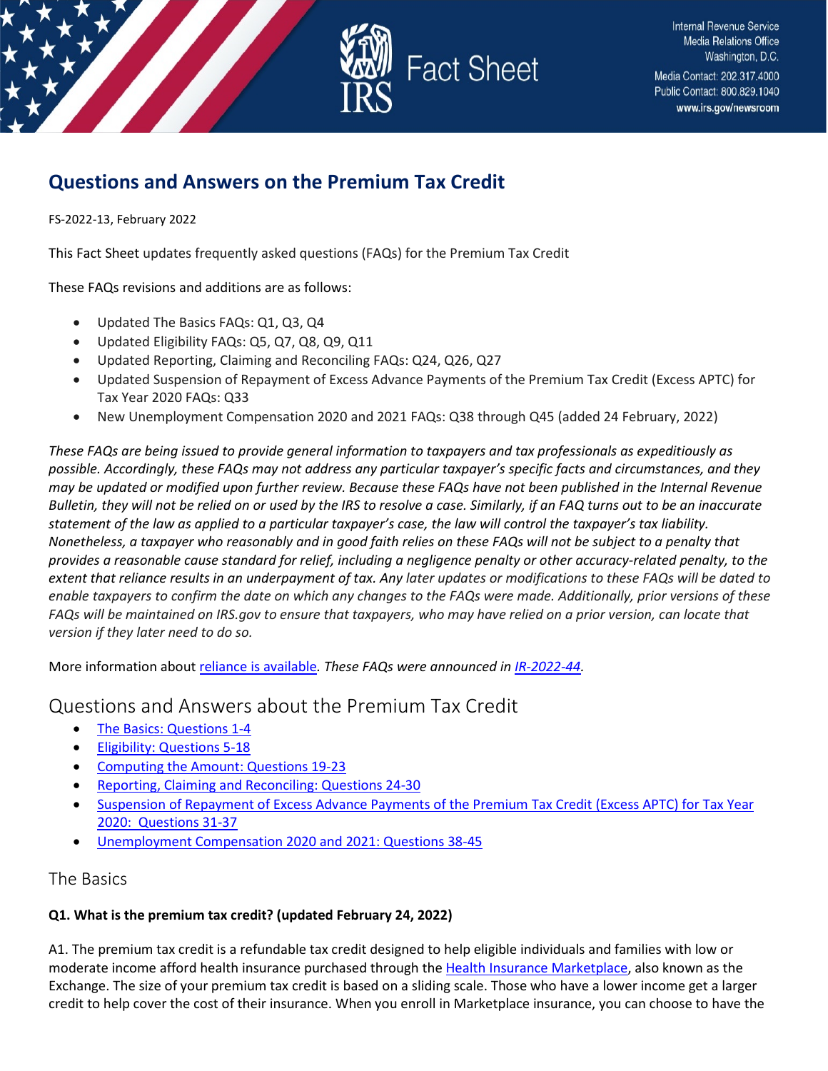Internal Revenue Service
Media Relations Office
Washington, D.C.
Media Contact: 202.317.4000
Public Contact: 800.829.1040
www.irs.gov/newsroom

# Questions and Answers on the Premium Tax Credit

FS-2022-13, February 2022

This Fact Sheet updates frequently asked questions (FAQs) for the Premium Tax Credit

These FAQs revisions and additions are as follows:

- Updated The Basics FAQs: Q1, Q3, Q4
- Updated Eligibility FAQs: Q5, Q7, Q8, Q9, Q11
- Updated Reporting, Claiming and Reconciling FAQs: Q24, Q26, Q27
- Updated Suspension of Repayment of Excess Advance Payments of the Premium Tax Credit (Excess APTC) for Tax Year 2020 FAQs: Q33
- New Unemployment Compensation 2020 and 2021 FAQs: Q38 through Q45 (added 24 February, 2022)

*These FAQs are being issued to provide general information to taxpayers and tax professionals as expeditiously as possible. Accordingly, these FAQs may not address any particular taxpayer's specific facts and circumstances, and they may be updated or modified upon further review. Because these FAQs have not been published in the Internal Revenue Bulletin, they will not be relied on or used by the IRS to resolve a case. Similarly, if an FAQ turns out to be an inaccurate statement of the law as applied to a particular taxpayer's case, the law will control the taxpayer's tax liability. Nonetheless, a taxpayer who reasonably and in good faith relies on these FAQs will not be subject to a penalty that provides a reasonable cause standard for relief, including a negligence penalty or other accuracy-related penalty, to the extent that reliance results in an underpayment of tax. Any later updates or modifications to these FAQs will be dated to enable taxpayers to confirm the date on which any changes to the FAQs were made. Additionally, prior versions of these FAQs will be maintained on IRS.gov to ensure that taxpayers, who may have relied on a prior version, can locate that version if they later need to do so.*

More information about reliance is available. *These FAQs were announced in IR-2022-44.*

## Questions and Answers about the Premium Tax Credit

- The Basics: Questions 1-4
- Eligibility: Questions 5-18
- Computing the Amount: Questions 19-23
- Reporting, Claiming and Reconciling: Questions 24-30
- Suspension of Repayment of Excess Advance Payments of the Premium Tax Credit (Excess APTC) for Tax Year 2020: Questions 31-37
- Unemployment Compensation 2020 and 2021: Questions 38-45

## The Basics

**Q1. What is the premium tax credit? (updated February 24, 2022)**

A1. The premium tax credit is a refundable tax credit designed to help eligible individuals and families with low or moderate income afford health insurance purchased through the Health Insurance Marketplace, also known as the Exchange. The size of your premium tax credit is based on a sliding scale. Those who have a lower income get a larger credit to help cover the cost of their insurance. When you enroll in Marketplace insurance, you can choose to have the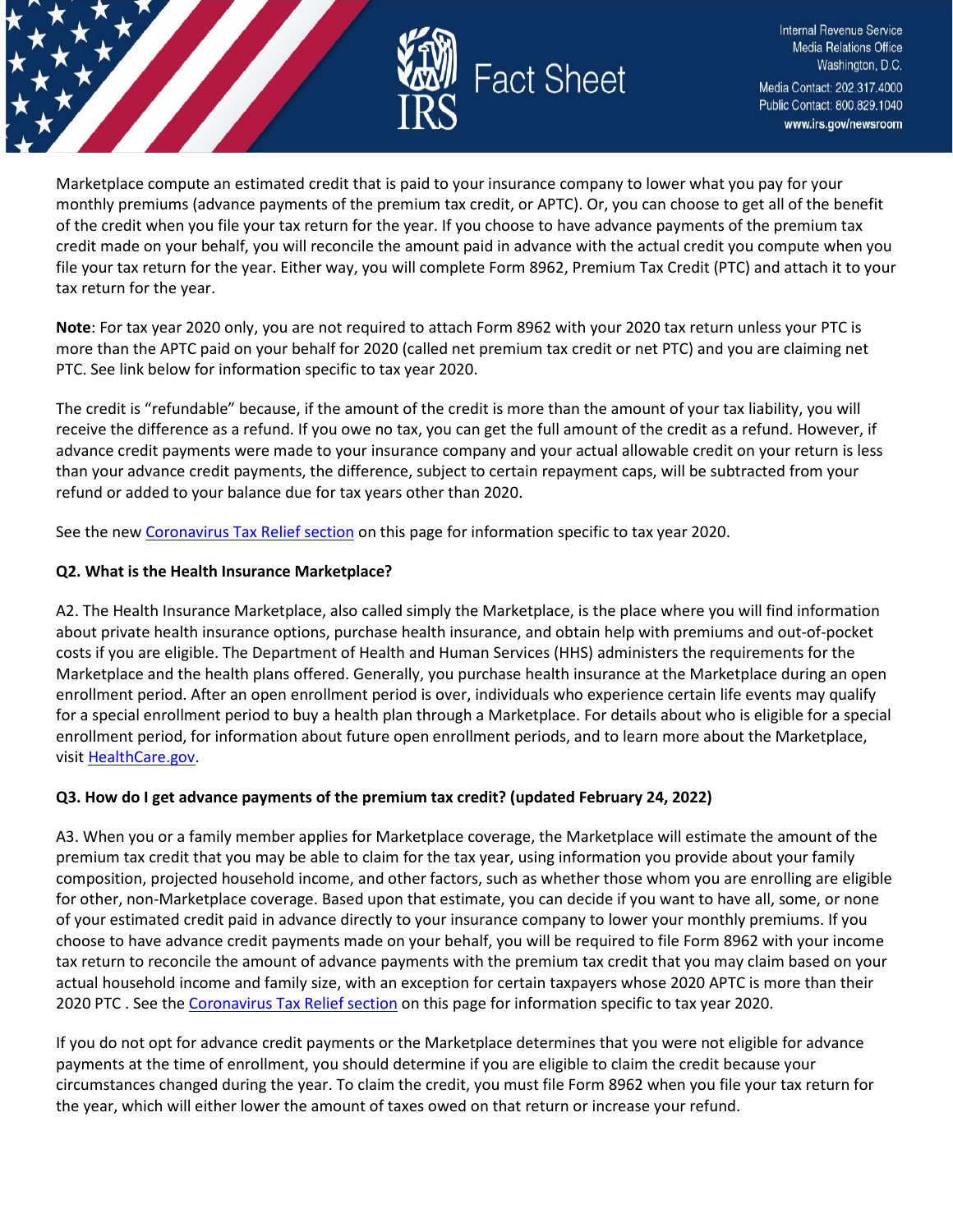Marketplace compute an estimated credit that is paid to your insurance company to lower what you pay for your monthly premiums (advance payments of the premium tax credit, or APTC). Or, you can choose to get all of the benefit of the credit when you file your tax return for the year. If you choose to have advance payments of the premium tax credit made on your behalf, you will reconcile the amount paid in advance with the actual credit you compute when you file your tax return for the year. Either way, you will complete Form 8962, Premium Tax Credit (PTC) and attach it to your tax return for the year.

**Note**: For tax year 2020 only, you are not required to attach Form 8962 with your 2020 tax return unless your PTC is more than the APTC paid on your behalf for 2020 (called net premium tax credit or net PTC) and you are claiming net PTC. See link below for information specific to tax year 2020.

The credit is "refundable" because, if the amount of the credit is more than the amount of your tax liability, you will receive the difference as a refund. If you owe no tax, you can get the full amount of the credit as a refund. However, if advance credit payments were made to your insurance company and your actual allowable credit on your return is less than your advance credit payments, the difference, subject to certain repayment caps, will be subtracted from your refund or added to your balance due for tax years other than 2020.

See the new Coronavirus Tax Relief section on this page for information specific to tax year 2020.

**Q2. What is the Health Insurance Marketplace?**

A2. The Health Insurance Marketplace, also called simply the Marketplace, is the place where you will find information about private health insurance options, purchase health insurance, and obtain help with premiums and out-of-pocket costs if you are eligible. The Department of Health and Human Services (HHS) administers the requirements for the Marketplace and the health plans offered. Generally, you purchase health insurance at the Marketplace during an open enrollment period. After an open enrollment period is over, individuals who experience certain life events may qualify for a special enrollment period to buy a health plan through a Marketplace. For details about who is eligible for a special enrollment period, for information about future open enrollment periods, and to learn more about the Marketplace, visit HealthCare.gov.

**Q3. How do I get advance payments of the premium tax credit? (updated February 24, 2022)**

A3. When you or a family member applies for Marketplace coverage, the Marketplace will estimate the amount of the premium tax credit that you may be able to claim for the tax year, using information you provide about your family composition, projected household income, and other factors, such as whether those whom you are enrolling are eligible for other, non-Marketplace coverage. Based upon that estimate, you can decide if you want to have all, some, or none of your estimated credit paid in advance directly to your insurance company to lower your monthly premiums. If you choose to have advance credit payments made on your behalf, you will be required to file Form 8962 with your income tax return to reconcile the amount of advance payments with the premium tax credit that you may claim based on your actual household income and family size, with an exception for certain taxpayers whose 2020 APTC is more than their 2020 PTC . See the Coronavirus Tax Relief section on this page for information specific to tax year 2020.

If you do not opt for advance credit payments or the Marketplace determines that you were not eligible for advance payments at the time of enrollment, you should determine if you are eligible to claim the credit because your circumstances changed during the year. To claim the credit, you must file Form 8962 when you file your tax return for the year, which will either lower the amount of taxes owed on that return or increase your refund.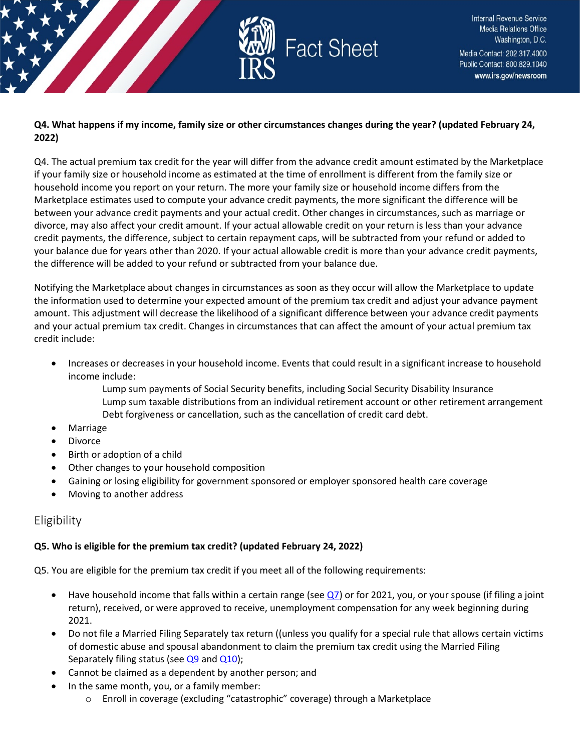**Q4. What happens if my income, family size or other circumstances changes during the year? (updated February 24, 2022)**

Q4. The actual premium tax credit for the year will differ from the advance credit amount estimated by the Marketplace if your family size or household income as estimated at the time of enrollment is different from the family size or household income you report on your return. The more your family size or household income differs from the Marketplace estimates used to compute your advance credit payments, the more significant the difference will be between your advance credit payments and your actual credit. Other changes in circumstances, such as marriage or divorce, may also affect your credit amount. If your actual allowable credit on your return is less than your advance credit payments, the difference, subject to certain repayment caps, will be subtracted from your refund or added to your balance due for years other than 2020. If your actual allowable credit is more than your advance credit payments, the difference will be added to your refund or subtracted from your balance due.

Notifying the Marketplace about changes in circumstances as soon as they occur will allow the Marketplace to update the information used to determine your expected amount of the premium tax credit and adjust your advance payment amount. This adjustment will decrease the likelihood of a significant difference between your advance credit payments and your actual premium tax credit. Changes in circumstances that can affect the amount of your actual premium tax credit include:

- Increases or decreases in your household income. Events that could result in a significant increase to household income include:
  - Lump sum payments of Social Security benefits, including Social Security Disability Insurance
  - Lump sum taxable distributions from an individual retirement account or other retirement arrangement
  - Debt forgiveness or cancellation, such as the cancellation of credit card debt.
- Marriage
- Divorce
- Birth or adoption of a child
- Other changes to your household composition
- Gaining or losing eligibility for government sponsored or employer sponsored health care coverage
- Moving to another address

## Eligibility

**Q5. Who is eligible for the premium tax credit? (updated February 24, 2022)**

Q5. You are eligible for the premium tax credit if you meet all of the following requirements:

- Have household income that falls within a certain range (see Q7) or for 2021, you, or your spouse (if filing a joint return), received, or were approved to receive, unemployment compensation for any week beginning during 2021.
- Do not file a Married Filing Separately tax return ((unless you qualify for a special rule that allows certain victims of domestic abuse and spousal abandonment to claim the premium tax credit using the Married Filing Separately filing status (see Q9 and Q10);
- Cannot be claimed as a dependent by another person; and
- In the same month, you, or a family member:
  - Enroll in coverage (excluding "catastrophic" coverage) through a Marketplace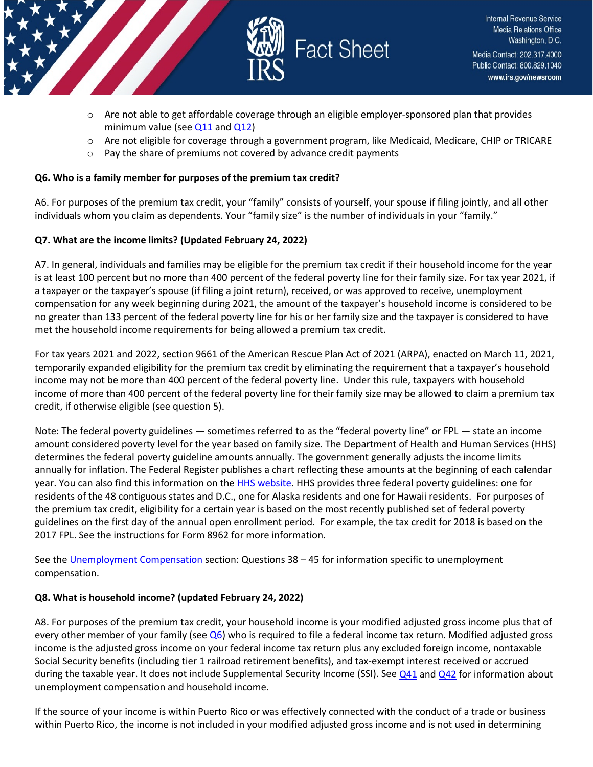- Are not able to get affordable coverage through an eligible employer-sponsored plan that provides minimum value (see Q11 and Q12)
- Are not eligible for coverage through a government program, like Medicaid, Medicare, CHIP or TRICARE
- Pay the share of premiums not covered by advance credit payments

**Q6. Who is a family member for purposes of the premium tax credit?**

A6. For purposes of the premium tax credit, your "family" consists of yourself, your spouse if filing jointly, and all other individuals whom you claim as dependents. Your "family size" is the number of individuals in your "family."

**Q7. What are the income limits? (Updated February 24, 2022)**

A7. In general, individuals and families may be eligible for the premium tax credit if their household income for the year is at least 100 percent but no more than 400 percent of the federal poverty line for their family size. For tax year 2021, if a taxpayer or the taxpayer's spouse (if filing a joint return), received, or was approved to receive, unemployment compensation for any week beginning during 2021, the amount of the taxpayer's household income is considered to be no greater than 133 percent of the federal poverty line for his or her family size and the taxpayer is considered to have met the household income requirements for being allowed a premium tax credit.

For tax years 2021 and 2022, section 9661 of the American Rescue Plan Act of 2021 (ARPA), enacted on March 11, 2021, temporarily expanded eligibility for the premium tax credit by eliminating the requirement that a taxpayer's household income may not be more than 400 percent of the federal poverty line. Under this rule, taxpayers with household income of more than 400 percent of the federal poverty line for their family size may be allowed to claim a premium tax credit, if otherwise eligible (see question 5).

Note: The federal poverty guidelines — sometimes referred to as the "federal poverty line" or FPL — state an income amount considered poverty level for the year based on family size. The Department of Health and Human Services (HHS) determines the federal poverty guideline amounts annually. The government generally adjusts the income limits annually for inflation. The Federal Register publishes a chart reflecting these amounts at the beginning of each calendar year. You can also find this information on the HHS website. HHS provides three federal poverty guidelines: one for residents of the 48 contiguous states and D.C., one for Alaska residents and one for Hawaii residents. For purposes of the premium tax credit, eligibility for a certain year is based on the most recently published set of federal poverty guidelines on the first day of the annual open enrollment period. For example, the tax credit for 2018 is based on the 2017 FPL. See the instructions for Form 8962 for more information.

See the Unemployment Compensation section: Questions 38 – 45 for information specific to unemployment compensation.

**Q8. What is household income? (updated February 24, 2022)**

A8. For purposes of the premium tax credit, your household income is your modified adjusted gross income plus that of every other member of your family (see Q6) who is required to file a federal income tax return. Modified adjusted gross income is the adjusted gross income on your federal income tax return plus any excluded foreign income, nontaxable Social Security benefits (including tier 1 railroad retirement benefits), and tax-exempt interest received or accrued during the taxable year. It does not include Supplemental Security Income (SSI). See Q41 and Q42 for information about unemployment compensation and household income.

If the source of your income is within Puerto Rico or was effectively connected with the conduct of a trade or business within Puerto Rico, the income is not included in your modified adjusted gross income and is not used in determining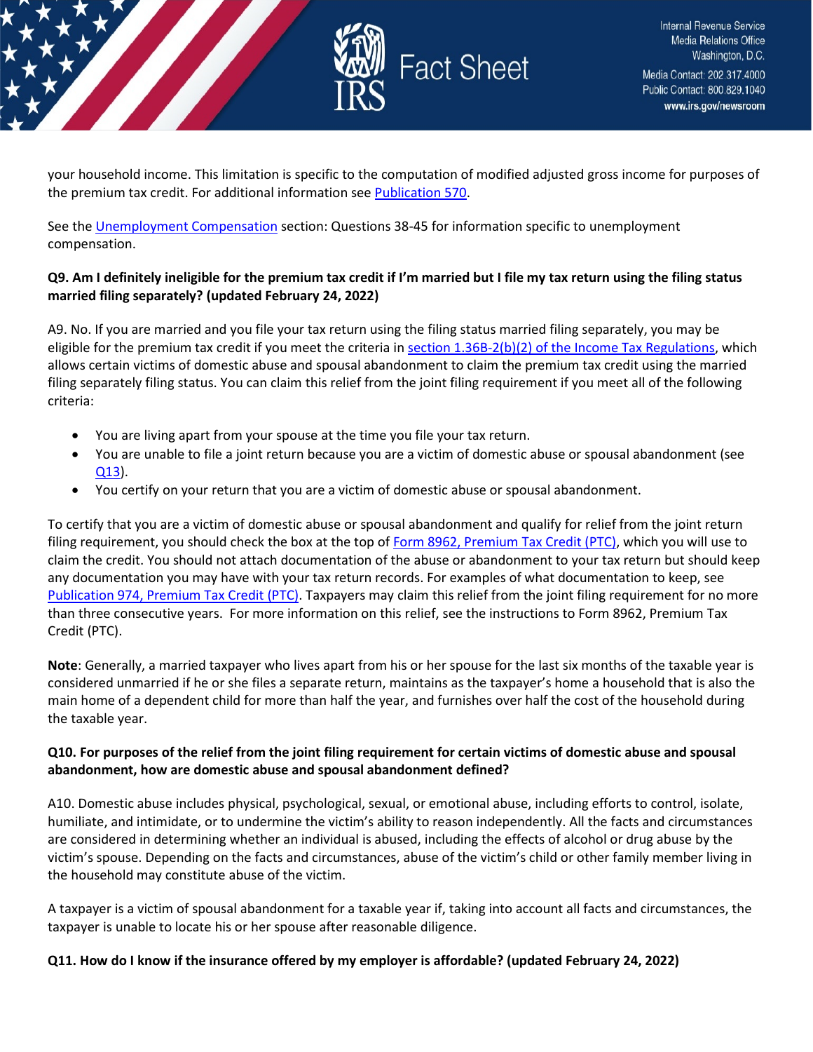your household income. This limitation is specific to the computation of modified adjusted gross income for purposes of the premium tax credit. For additional information see [Publication 570](#).

See the [Unemployment Compensation](#) section: Questions 38-45 for information specific to unemployment compensation.

**Q9. Am I definitely ineligible for the premium tax credit if I'm married but I file my tax return using the filing status married filing separately? (updated February 24, 2022)**

A9. No. If you are married and you file your tax return using the filing status married filing separately, you may be eligible for the premium tax credit if you meet the criteria in [section 1.36B-2(b)(2) of the Income Tax Regulations](#), which allows certain victims of domestic abuse and spousal abandonment to claim the premium tax credit using the married filing separately filing status. You can claim this relief from the joint filing requirement if you meet all of the following criteria:

- You are living apart from your spouse at the time you file your tax return.
- You are unable to file a joint return because you are a victim of domestic abuse or spousal abandonment (see [Q13](#)).
- You certify on your return that you are a victim of domestic abuse or spousal abandonment.

To certify that you are a victim of domestic abuse or spousal abandonment and qualify for relief from the joint return filing requirement, you should check the box at the top of [Form 8962, Premium Tax Credit (PTC)](#), which you will use to claim the credit. You should not attach documentation of the abuse or abandonment to your tax return but should keep any documentation you may have with your tax return records. For examples of what documentation to keep, see [Publication 974, Premium Tax Credit (PTC)](#). Taxpayers may claim this relief from the joint filing requirement for no more than three consecutive years. For more information on this relief, see the instructions to Form 8962, Premium Tax Credit (PTC).

**Note**: Generally, a married taxpayer who lives apart from his or her spouse for the last six months of the taxable year is considered unmarried if he or she files a separate return, maintains as the taxpayer's home a household that is also the main home of a dependent child for more than half the year, and furnishes over half the cost of the household during the taxable year.

**Q10. For purposes of the relief from the joint filing requirement for certain victims of domestic abuse and spousal abandonment, how are domestic abuse and spousal abandonment defined?**

A10. Domestic abuse includes physical, psychological, sexual, or emotional abuse, including efforts to control, isolate, humiliate, and intimidate, or to undermine the victim's ability to reason independently. All the facts and circumstances are considered in determining whether an individual is abused, including the effects of alcohol or drug abuse by the victim's spouse. Depending on the facts and circumstances, abuse of the victim's child or other family member living in the household may constitute abuse of the victim.

A taxpayer is a victim of spousal abandonment for a taxable year if, taking into account all facts and circumstances, the taxpayer is unable to locate his or her spouse after reasonable diligence.

**Q11. How do I know if the insurance offered by my employer is affordable? (updated February 24, 2022)**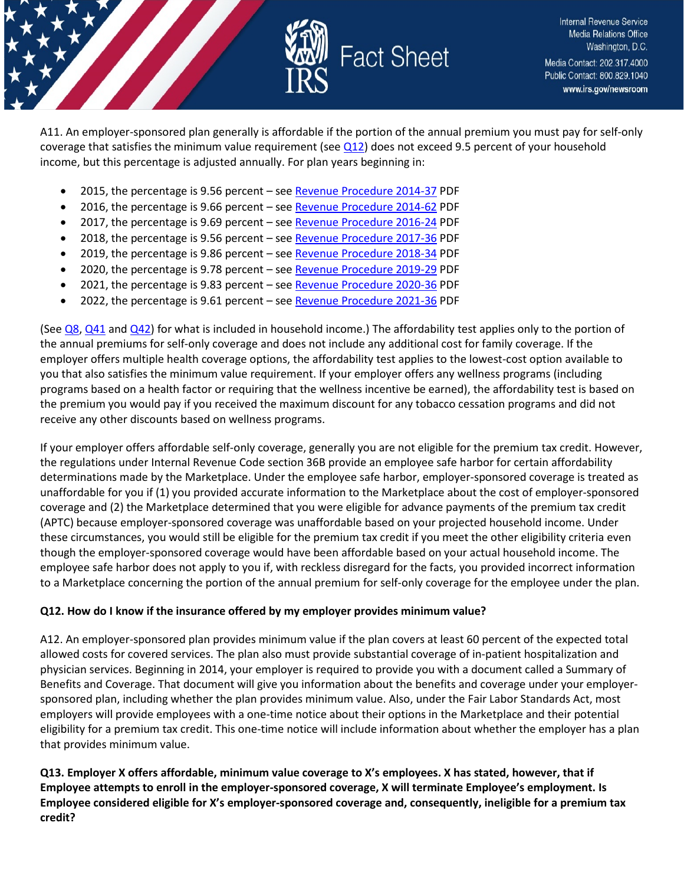A11. An employer-sponsored plan generally is affordable if the portion of the annual premium you must pay for self-only coverage that satisfies the minimum value requirement (see Q12) does not exceed 9.5 percent of your household income, but this percentage is adjusted annually. For plan years beginning in:

- 2015, the percentage is 9.56 percent – see Revenue Procedure 2014-37 PDF
- 2016, the percentage is 9.66 percent – see Revenue Procedure 2014-62 PDF
- 2017, the percentage is 9.69 percent – see Revenue Procedure 2016-24 PDF
- 2018, the percentage is 9.56 percent – see Revenue Procedure 2017-36 PDF
- 2019, the percentage is 9.86 percent – see Revenue Procedure 2018-34 PDF
- 2020, the percentage is 9.78 percent – see Revenue Procedure 2019-29 PDF
- 2021, the percentage is 9.83 percent – see Revenue Procedure 2020-36 PDF
- 2022, the percentage is 9.61 percent – see Revenue Procedure 2021-36 PDF

(See Q8, Q41 and Q42) for what is included in household income.) The affordability test applies only to the portion of the annual premiums for self-only coverage and does not include any additional cost for family coverage. If the employer offers multiple health coverage options, the affordability test applies to the lowest-cost option available to you that also satisfies the minimum value requirement. If your employer offers any wellness programs (including programs based on a health factor or requiring that the wellness incentive be earned), the affordability test is based on the premium you would pay if you received the maximum discount for any tobacco cessation programs and did not receive any other discounts based on wellness programs.

If your employer offers affordable self-only coverage, generally you are not eligible for the premium tax credit. However, the regulations under Internal Revenue Code section 36B provide an employee safe harbor for certain affordability determinations made by the Marketplace. Under the employee safe harbor, employer-sponsored coverage is treated as unaffordable for you if (1) you provided accurate information to the Marketplace about the cost of employer-sponsored coverage and (2) the Marketplace determined that you were eligible for advance payments of the premium tax credit (APTC) because employer-sponsored coverage was unaffordable based on your projected household income. Under these circumstances, you would still be eligible for the premium tax credit if you meet the other eligibility criteria even though the employer-sponsored coverage would have been affordable based on your actual household income. The employee safe harbor does not apply to you if, with reckless disregard for the facts, you provided incorrect information to a Marketplace concerning the portion of the annual premium for self-only coverage for the employee under the plan.

**Q12. How do I know if the insurance offered by my employer provides minimum value?**

A12. An employer-sponsored plan provides minimum value if the plan covers at least 60 percent of the expected total allowed costs for covered services. The plan also must provide substantial coverage of in-patient hospitalization and physician services. Beginning in 2014, your employer is required to provide you with a document called a Summary of Benefits and Coverage. That document will give you information about the benefits and coverage under your employer-sponsored plan, including whether the plan provides minimum value. Also, under the Fair Labor Standards Act, most employers will provide employees with a one-time notice about their options in the Marketplace and their potential eligibility for a premium tax credit. This one-time notice will include information about whether the employer has a plan that provides minimum value.

**Q13. Employer X offers affordable, minimum value coverage to X's employees. X has stated, however, that if Employee attempts to enroll in the employer-sponsored coverage, X will terminate Employee's employment. Is Employee considered eligible for X's employer-sponsored coverage and, consequently, ineligible for a premium tax credit?**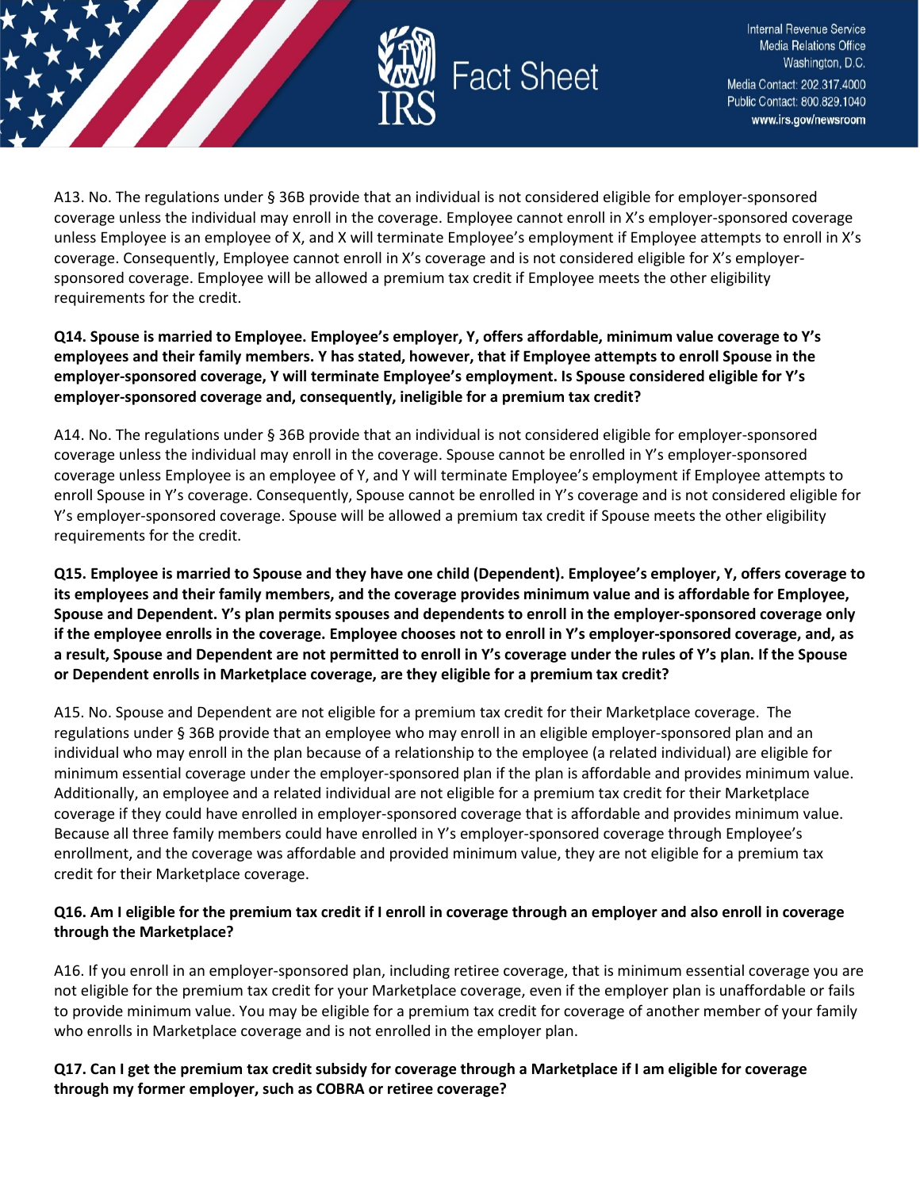A13. No. The regulations under § 36B provide that an individual is not considered eligible for employer-sponsored coverage unless the individual may enroll in the coverage. Employee cannot enroll in X's employer-sponsored coverage unless Employee is an employee of X, and X will terminate Employee's employment if Employee attempts to enroll in X's coverage. Consequently, Employee cannot enroll in X's coverage and is not considered eligible for X's employer-sponsored coverage. Employee will be allowed a premium tax credit if Employee meets the other eligibility requirements for the credit.

**Q14. Spouse is married to Employee. Employee's employer, Y, offers affordable, minimum value coverage to Y's employees and their family members. Y has stated, however, that if Employee attempts to enroll Spouse in the employer-sponsored coverage, Y will terminate Employee's employment. Is Spouse considered eligible for Y's employer-sponsored coverage and, consequently, ineligible for a premium tax credit?**

A14. No. The regulations under § 36B provide that an individual is not considered eligible for employer-sponsored coverage unless the individual may enroll in the coverage. Spouse cannot be enrolled in Y's employer-sponsored coverage unless Employee is an employee of Y, and Y will terminate Employee's employment if Employee attempts to enroll Spouse in Y's coverage. Consequently, Spouse cannot be enrolled in Y's coverage and is not considered eligible for Y's employer-sponsored coverage. Spouse will be allowed a premium tax credit if Spouse meets the other eligibility requirements for the credit.

**Q15. Employee is married to Spouse and they have one child (Dependent). Employee's employer, Y, offers coverage to its employees and their family members, and the coverage provides minimum value and is affordable for Employee, Spouse and Dependent. Y's plan permits spouses and dependents to enroll in the employer-sponsored coverage only if the employee enrolls in the coverage. Employee chooses not to enroll in Y's employer-sponsored coverage, and, as a result, Spouse and Dependent are not permitted to enroll in Y's coverage under the rules of Y's plan. If the Spouse or Dependent enrolls in Marketplace coverage, are they eligible for a premium tax credit?**

A15. No. Spouse and Dependent are not eligible for a premium tax credit for their Marketplace coverage. The regulations under § 36B provide that an employee who may enroll in an eligible employer-sponsored plan and an individual who may enroll in the plan because of a relationship to the employee (a related individual) are eligible for minimum essential coverage under the employer-sponsored plan if the plan is affordable and provides minimum value. Additionally, an employee and a related individual are not eligible for a premium tax credit for their Marketplace coverage if they could have enrolled in employer-sponsored coverage that is affordable and provides minimum value. Because all three family members could have enrolled in Y's employer-sponsored coverage through Employee's enrollment, and the coverage was affordable and provided minimum value, they are not eligible for a premium tax credit for their Marketplace coverage.

**Q16. Am I eligible for the premium tax credit if I enroll in coverage through an employer and also enroll in coverage through the Marketplace?**

A16. If you enroll in an employer-sponsored plan, including retiree coverage, that is minimum essential coverage you are not eligible for the premium tax credit for your Marketplace coverage, even if the employer plan is unaffordable or fails to provide minimum value. You may be eligible for a premium tax credit for coverage of another member of your family who enrolls in Marketplace coverage and is not enrolled in the employer plan.

**Q17. Can I get the premium tax credit subsidy for coverage through a Marketplace if I am eligible for coverage through my former employer, such as COBRA or retiree coverage?**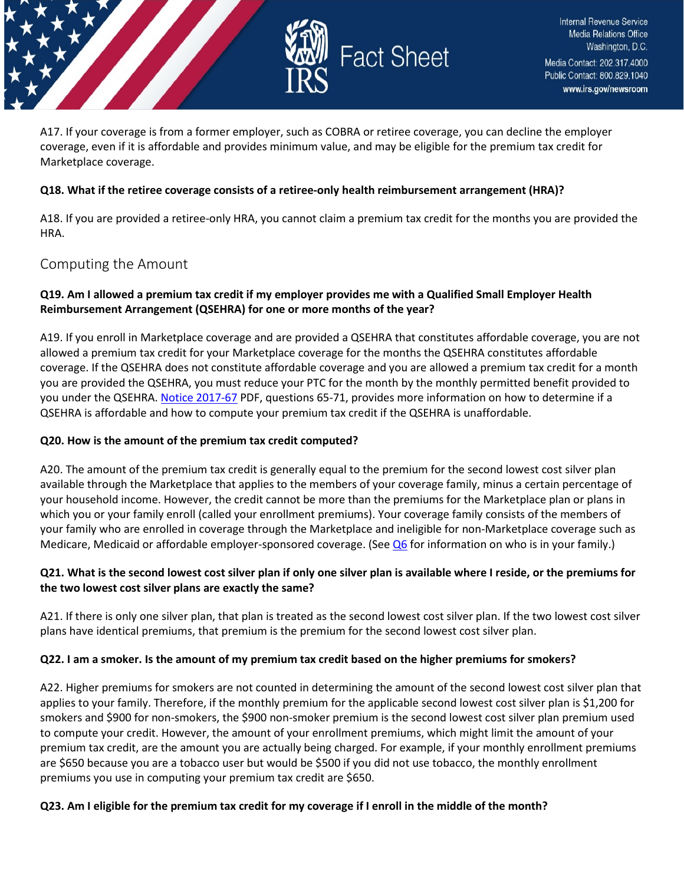A17. If your coverage is from a former employer, such as COBRA or retiree coverage, you can decline the employer coverage, even if it is affordable and provides minimum value, and may be eligible for the premium tax credit for Marketplace coverage.

**Q18. What if the retiree coverage consists of a retiree-only health reimbursement arrangement (HRA)?**

A18. If you are provided a retiree-only HRA, you cannot claim a premium tax credit for the months you are provided the HRA.

## Computing the Amount

**Q19. Am I allowed a premium tax credit if my employer provides me with a Qualified Small Employer Health Reimbursement Arrangement (QSEHRA) for one or more months of the year?**

A19. If you enroll in Marketplace coverage and are provided a QSEHRA that constitutes affordable coverage, you are not allowed a premium tax credit for your Marketplace coverage for the months the QSEHRA constitutes affordable coverage. If the QSEHRA does not constitute affordable coverage and you are allowed a premium tax credit for a month you are provided the QSEHRA, you must reduce your PTC for the month by the monthly permitted benefit provided to you under the QSEHRA. Notice 2017-67 PDF, questions 65-71, provides more information on how to determine if a QSEHRA is affordable and how to compute your premium tax credit if the QSEHRA is unaffordable.

**Q20. How is the amount of the premium tax credit computed?**

A20. The amount of the premium tax credit is generally equal to the premium for the second lowest cost silver plan available through the Marketplace that applies to the members of your coverage family, minus a certain percentage of your household income. However, the credit cannot be more than the premiums for the Marketplace plan or plans in which you or your family enroll (called your enrollment premiums). Your coverage family consists of the members of your family who are enrolled in coverage through the Marketplace and ineligible for non-Marketplace coverage such as Medicare, Medicaid or affordable employer-sponsored coverage. (See Q6 for information on who is in your family.)

**Q21. What is the second lowest cost silver plan if only one silver plan is available where I reside, or the premiums for the two lowest cost silver plans are exactly the same?**

A21. If there is only one silver plan, that plan is treated as the second lowest cost silver plan. If the two lowest cost silver plans have identical premiums, that premium is the premium for the second lowest cost silver plan.

**Q22. I am a smoker. Is the amount of my premium tax credit based on the higher premiums for smokers?**

A22. Higher premiums for smokers are not counted in determining the amount of the second lowest cost silver plan that applies to your family. Therefore, if the monthly premium for the applicable second lowest cost silver plan is $1,200 for smokers and $900 for non-smokers, the $900 non-smoker premium is the second lowest cost silver plan premium used to compute your credit. However, the amount of your enrollment premiums, which might limit the amount of your premium tax credit, are the amount you are actually being charged. For example, if your monthly enrollment premiums are $650 because you are a tobacco user but would be $500 if you did not use tobacco, the monthly enrollment premiums you use in computing your premium tax credit are $650.

**Q23. Am I eligible for the premium tax credit for my coverage if I enroll in the middle of the month?**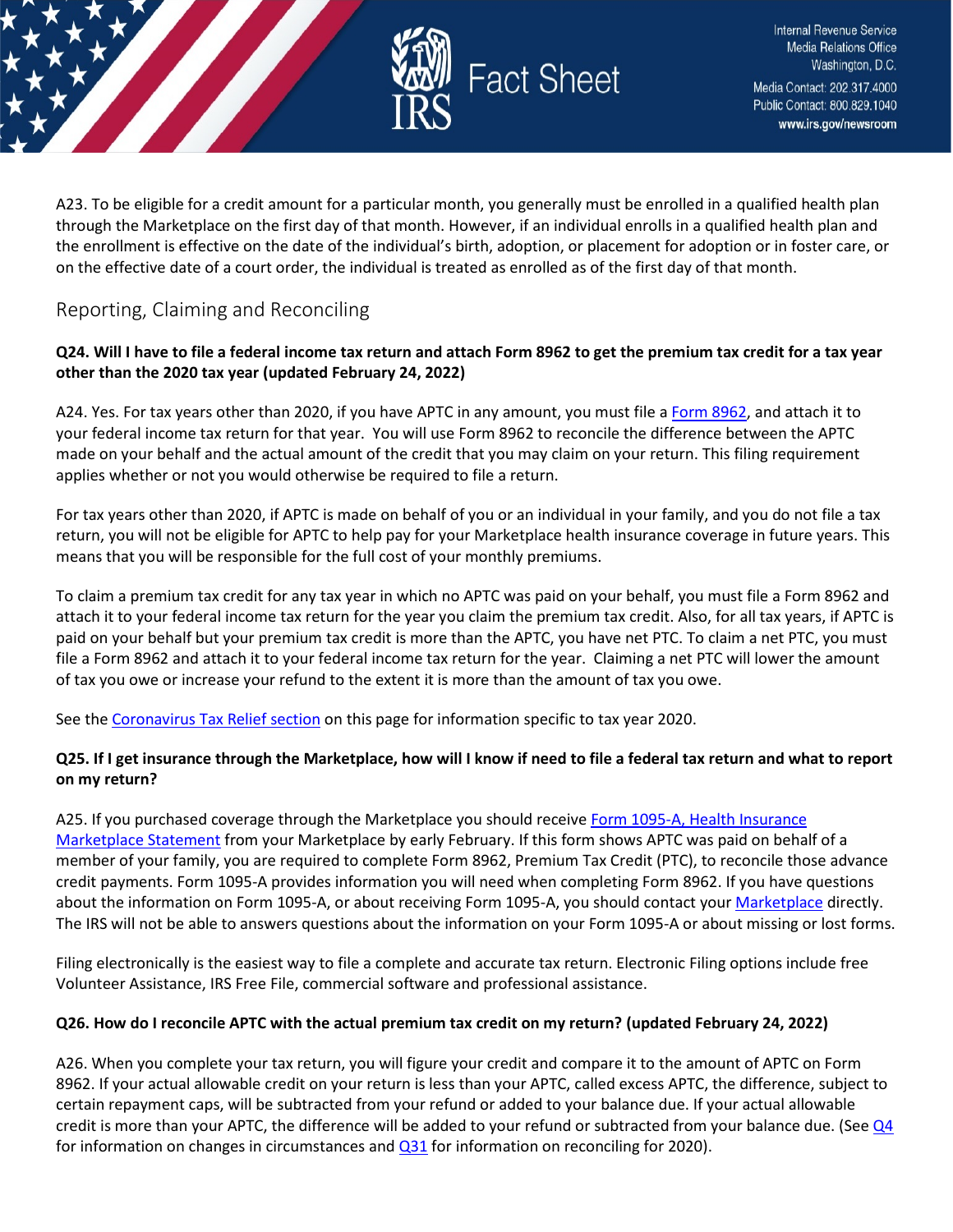A23. To be eligible for a credit amount for a particular month, you generally must be enrolled in a qualified health plan through the Marketplace on the first day of that month. However, if an individual enrolls in a qualified health plan and the enrollment is effective on the date of the individual's birth, adoption, or placement for adoption or in foster care, or on the effective date of a court order, the individual is treated as enrolled as of the first day of that month.

## Reporting, Claiming and Reconciling

**Q24. Will I have to file a federal income tax return and attach Form 8962 to get the premium tax credit for a tax year other than the 2020 tax year (updated February 24, 2022)**

A24. Yes. For tax years other than 2020, if you have APTC in any amount, you must file a Form 8962, and attach it to your federal income tax return for that year. You will use Form 8962 to reconcile the difference between the APTC made on your behalf and the actual amount of the credit that you may claim on your return. This filing requirement applies whether or not you would otherwise be required to file a return.

For tax years other than 2020, if APTC is made on behalf of you or an individual in your family, and you do not file a tax return, you will not be eligible for APTC to help pay for your Marketplace health insurance coverage in future years. This means that you will be responsible for the full cost of your monthly premiums.

To claim a premium tax credit for any tax year in which no APTC was paid on your behalf, you must file a Form 8962 and attach it to your federal income tax return for the year you claim the premium tax credit. Also, for all tax years, if APTC is paid on your behalf but your premium tax credit is more than the APTC, you have net PTC. To claim a net PTC, you must file a Form 8962 and attach it to your federal income tax return for the year. Claiming a net PTC will lower the amount of tax you owe or increase your refund to the extent it is more than the amount of tax you owe.

See the Coronavirus Tax Relief section on this page for information specific to tax year 2020.

**Q25. If I get insurance through the Marketplace, how will I know if need to file a federal tax return and what to report on my return?**

A25. If you purchased coverage through the Marketplace you should receive Form 1095-A, Health Insurance Marketplace Statement from your Marketplace by early February. If this form shows APTC was paid on behalf of a member of your family, you are required to complete Form 8962, Premium Tax Credit (PTC), to reconcile those advance credit payments. Form 1095-A provides information you will need when completing Form 8962. If you have questions about the information on Form 1095-A, or about receiving Form 1095-A, you should contact your Marketplace directly. The IRS will not be able to answers questions about the information on your Form 1095-A or about missing or lost forms.

Filing electronically is the easiest way to file a complete and accurate tax return. Electronic Filing options include free Volunteer Assistance, IRS Free File, commercial software and professional assistance.

**Q26. How do I reconcile APTC with the actual premium tax credit on my return? (updated February 24, 2022)**

A26. When you complete your tax return, you will figure your credit and compare it to the amount of APTC on Form 8962. If your actual allowable credit on your return is less than your APTC, called excess APTC, the difference, subject to certain repayment caps, will be subtracted from your refund or added to your balance due. If your actual allowable credit is more than your APTC, the difference will be added to your refund or subtracted from your balance due. (See Q4 for information on changes in circumstances and Q31 for information on reconciling for 2020).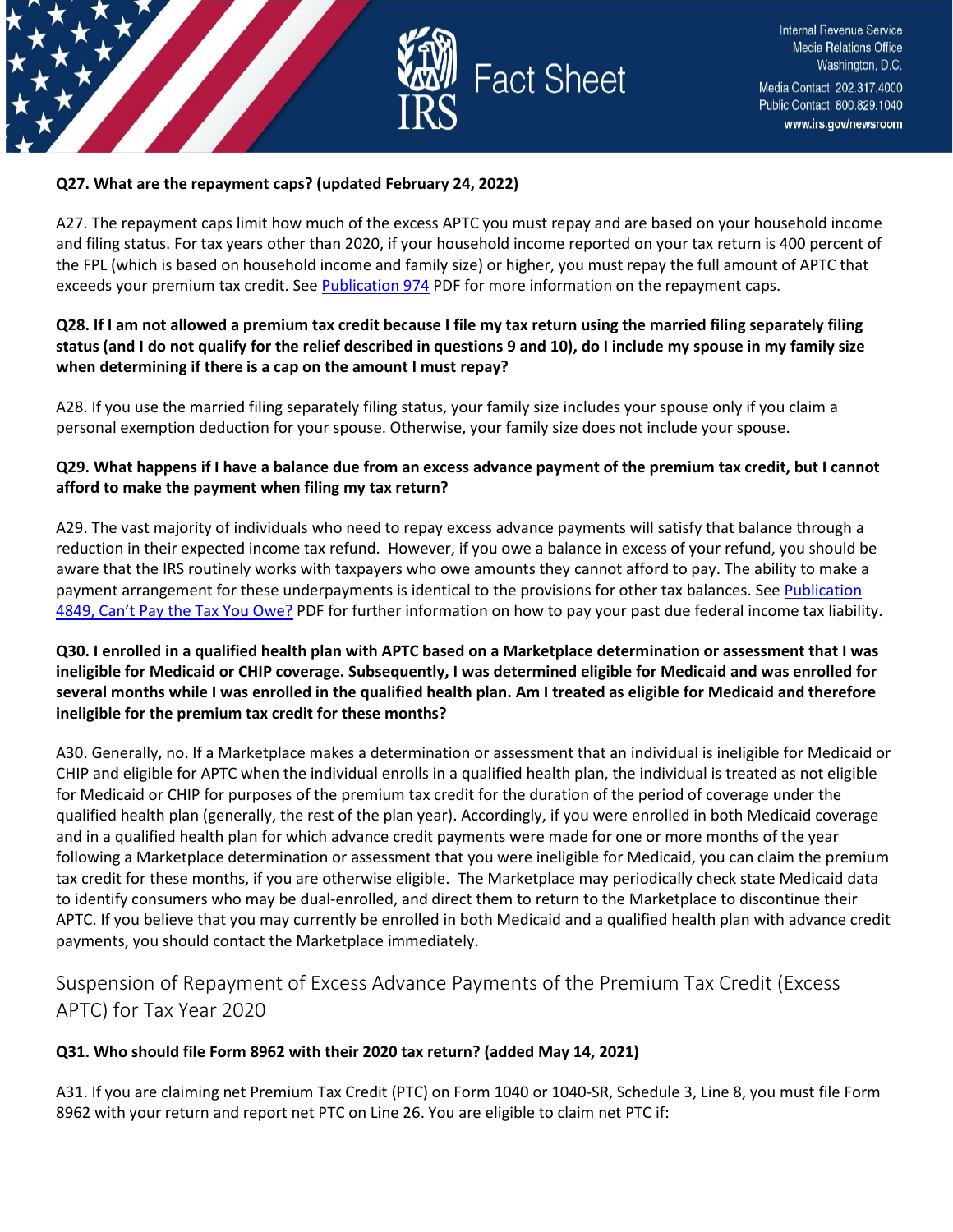**Q27. What are the repayment caps? (updated February 24, 2022)**

A27. The repayment caps limit how much of the excess APTC you must repay and are based on your household income and filing status. For tax years other than 2020, if your household income reported on your tax return is 400 percent of the FPL (which is based on household income and family size) or higher, you must repay the full amount of APTC that exceeds your premium tax credit. See Publication 974 PDF for more information on the repayment caps.

**Q28. If I am not allowed a premium tax credit because I file my tax return using the married filing separately filing status (and I do not qualify for the relief described in questions 9 and 10), do I include my spouse in my family size when determining if there is a cap on the amount I must repay?**

A28. If you use the married filing separately filing status, your family size includes your spouse only if you claim a personal exemption deduction for your spouse. Otherwise, your family size does not include your spouse.

**Q29. What happens if I have a balance due from an excess advance payment of the premium tax credit, but I cannot afford to make the payment when filing my tax return?**

A29. The vast majority of individuals who need to repay excess advance payments will satisfy that balance through a reduction in their expected income tax refund. However, if you owe a balance in excess of your refund, you should be aware that the IRS routinely works with taxpayers who owe amounts they cannot afford to pay. The ability to make a payment arrangement for these underpayments is identical to the provisions for other tax balances. See Publication 4849, Can't Pay the Tax You Owe? PDF for further information on how to pay your past due federal income tax liability.

**Q30. I enrolled in a qualified health plan with APTC based on a Marketplace determination or assessment that I was ineligible for Medicaid or CHIP coverage. Subsequently, I was determined eligible for Medicaid and was enrolled for several months while I was enrolled in the qualified health plan. Am I treated as eligible for Medicaid and therefore ineligible for the premium tax credit for these months?**

A30. Generally, no. If a Marketplace makes a determination or assessment that an individual is ineligible for Medicaid or CHIP and eligible for APTC when the individual enrolls in a qualified health plan, the individual is treated as not eligible for Medicaid or CHIP for purposes of the premium tax credit for the duration of the period of coverage under the qualified health plan (generally, the rest of the plan year). Accordingly, if you were enrolled in both Medicaid coverage and in a qualified health plan for which advance credit payments were made for one or more months of the year following a Marketplace determination or assessment that you were ineligible for Medicaid, you can claim the premium tax credit for these months, if you are otherwise eligible. The Marketplace may periodically check state Medicaid data to identify consumers who may be dual-enrolled, and direct them to return to the Marketplace to discontinue their APTC. If you believe that you may currently be enrolled in both Medicaid and a qualified health plan with advance credit payments, you should contact the Marketplace immediately.

## Suspension of Repayment of Excess Advance Payments of the Premium Tax Credit (Excess APTC) for Tax Year 2020

**Q31. Who should file Form 8962 with their 2020 tax return? (added May 14, 2021)**

A31. If you are claiming net Premium Tax Credit (PTC) on Form 1040 or 1040-SR, Schedule 3, Line 8, you must file Form 8962 with your return and report net PTC on Line 26. You are eligible to claim net PTC if: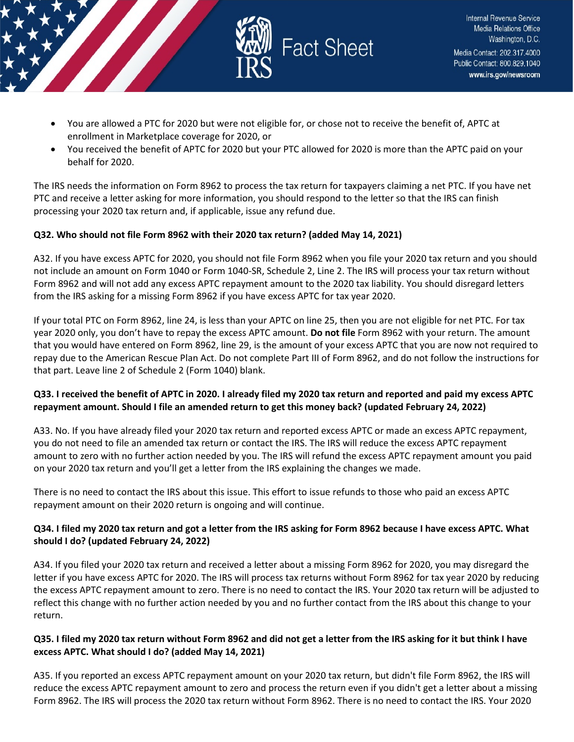- You are allowed a PTC for 2020 but were not eligible for, or chose not to receive the benefit of, APTC at enrollment in Marketplace coverage for 2020, or
- You received the benefit of APTC for 2020 but your PTC allowed for 2020 is more than the APTC paid on your behalf for 2020.

The IRS needs the information on Form 8962 to process the tax return for taxpayers claiming a net PTC. If you have net PTC and receive a letter asking for more information, you should respond to the letter so that the IRS can finish processing your 2020 tax return and, if applicable, issue any refund due.

**Q32. Who should not file Form 8962 with their 2020 tax return? (added May 14, 2021)**

A32. If you have excess APTC for 2020, you should not file Form 8962 when you file your 2020 tax return and you should not include an amount on Form 1040 or Form 1040-SR, Schedule 2, Line 2. The IRS will process your tax return without Form 8962 and will not add any excess APTC repayment amount to the 2020 tax liability. You should disregard letters from the IRS asking for a missing Form 8962 if you have excess APTC for tax year 2020.

If your total PTC on Form 8962, line 24, is less than your APTC on line 25, then you are not eligible for net PTC. For tax year 2020 only, you don't have to repay the excess APTC amount. **Do not file** Form 8962 with your return. The amount that you would have entered on Form 8962, line 29, is the amount of your excess APTC that you are now not required to repay due to the American Rescue Plan Act. Do not complete Part III of Form 8962, and do not follow the instructions for that part. Leave line 2 of Schedule 2 (Form 1040) blank.

**Q33. I received the benefit of APTC in 2020. I already filed my 2020 tax return and reported and paid my excess APTC repayment amount. Should I file an amended return to get this money back? (updated February 24, 2022)**

A33. No. If you have already filed your 2020 tax return and reported excess APTC or made an excess APTC repayment, you do not need to file an amended tax return or contact the IRS. The IRS will reduce the excess APTC repayment amount to zero with no further action needed by you. The IRS will refund the excess APTC repayment amount you paid on your 2020 tax return and you'll get a letter from the IRS explaining the changes we made.

There is no need to contact the IRS about this issue. This effort to issue refunds to those who paid an excess APTC repayment amount on their 2020 return is ongoing and will continue.

**Q34. I filed my 2020 tax return and got a letter from the IRS asking for Form 8962 because I have excess APTC. What should I do? (updated February 24, 2022)**

A34. If you filed your 2020 tax return and received a letter about a missing Form 8962 for 2020, you may disregard the letter if you have excess APTC for 2020. The IRS will process tax returns without Form 8962 for tax year 2020 by reducing the excess APTC repayment amount to zero. There is no need to contact the IRS. Your 2020 tax return will be adjusted to reflect this change with no further action needed by you and no further contact from the IRS about this change to your return.

**Q35. I filed my 2020 tax return without Form 8962 and did not get a letter from the IRS asking for it but think I have excess APTC. What should I do? (added May 14, 2021)**

A35. If you reported an excess APTC repayment amount on your 2020 tax return, but didn't file Form 8962, the IRS will reduce the excess APTC repayment amount to zero and process the return even if you didn't get a letter about a missing Form 8962. The IRS will process the 2020 tax return without Form 8962. There is no need to contact the IRS. Your 2020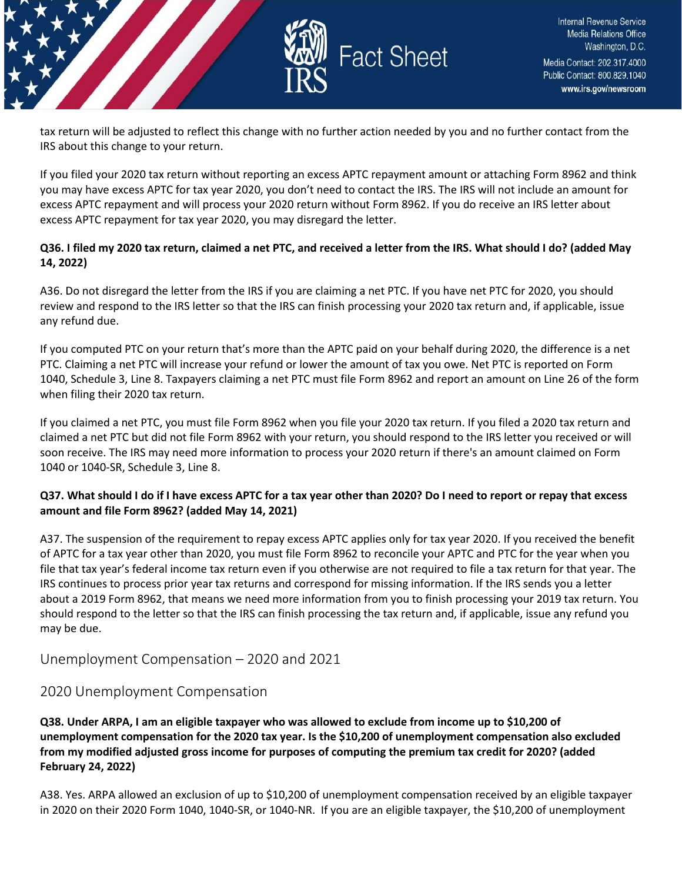tax return will be adjusted to reflect this change with no further action needed by you and no further contact from the IRS about this change to your return.

If you filed your 2020 tax return without reporting an excess APTC repayment amount or attaching Form 8962 and think you may have excess APTC for tax year 2020, you don't need to contact the IRS. The IRS will not include an amount for excess APTC repayment and will process your 2020 return without Form 8962. If you do receive an IRS letter about excess APTC repayment for tax year 2020, you may disregard the letter.

**Q36. I filed my 2020 tax return, claimed a net PTC, and received a letter from the IRS. What should I do? (added May 14, 2022)**

A36. Do not disregard the letter from the IRS if you are claiming a net PTC. If you have net PTC for 2020, you should review and respond to the IRS letter so that the IRS can finish processing your 2020 tax return and, if applicable, issue any refund due.

If you computed PTC on your return that's more than the APTC paid on your behalf during 2020, the difference is a net PTC. Claiming a net PTC will increase your refund or lower the amount of tax you owe. Net PTC is reported on Form 1040, Schedule 3, Line 8. Taxpayers claiming a net PTC must file Form 8962 and report an amount on Line 26 of the form when filing their 2020 tax return.

If you claimed a net PTC, you must file Form 8962 when you file your 2020 tax return. If you filed a 2020 tax return and claimed a net PTC but did not file Form 8962 with your return, you should respond to the IRS letter you received or will soon receive. The IRS may need more information to process your 2020 return if there's an amount claimed on Form 1040 or 1040-SR, Schedule 3, Line 8.

**Q37. What should I do if I have excess APTC for a tax year other than 2020? Do I need to report or repay that excess amount and file Form 8962? (added May 14, 2021)**

A37. The suspension of the requirement to repay excess APTC applies only for tax year 2020. If you received the benefit of APTC for a tax year other than 2020, you must file Form 8962 to reconcile your APTC and PTC for the year when you file that tax year's federal income tax return even if you otherwise are not required to file a tax return for that year. The IRS continues to process prior year tax returns and correspond for missing information. If the IRS sends you a letter about a 2019 Form 8962, that means we need more information from you to finish processing your 2019 tax return. You should respond to the letter so that the IRS can finish processing the tax return and, if applicable, issue any refund you may be due.

## Unemployment Compensation – 2020 and 2021

## 2020 Unemployment Compensation

**Q38. Under ARPA, I am an eligible taxpayer who was allowed to exclude from income up to $10,200 of unemployment compensation for the 2020 tax year. Is the $10,200 of unemployment compensation also excluded from my modified adjusted gross income for purposes of computing the premium tax credit for 2020? (added February 24, 2022)**

A38. Yes. ARPA allowed an exclusion of up to $10,200 of unemployment compensation received by an eligible taxpayer in 2020 on their 2020 Form 1040, 1040-SR, or 1040-NR. If you are an eligible taxpayer, the $10,200 of unemployment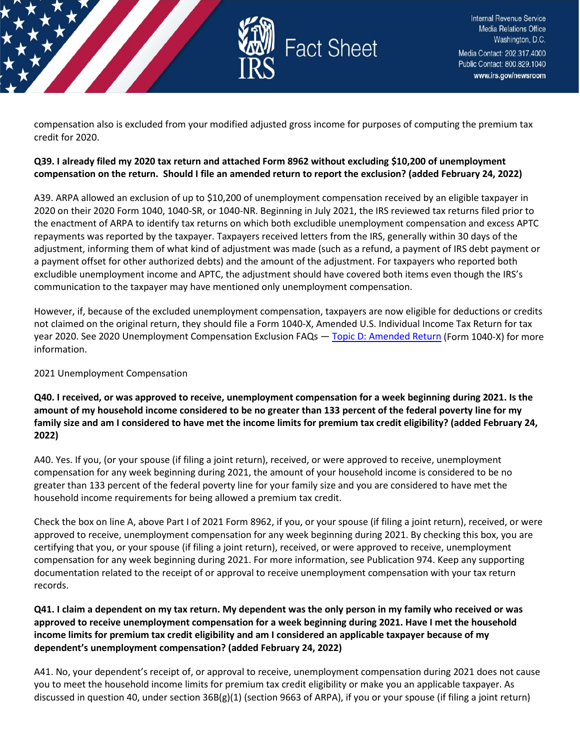compensation also is excluded from your modified adjusted gross income for purposes of computing the premium tax credit for 2020.

**Q39. I already filed my 2020 tax return and attached Form 8962 without excluding $10,200 of unemployment compensation on the return. Should I file an amended return to report the exclusion? (added February 24, 2022)**

A39. ARPA allowed an exclusion of up to $10,200 of unemployment compensation received by an eligible taxpayer in 2020 on their 2020 Form 1040, 1040-SR, or 1040-NR. Beginning in July 2021, the IRS reviewed tax returns filed prior to the enactment of ARPA to identify tax returns on which both excludible unemployment compensation and excess APTC repayments was reported by the taxpayer. Taxpayers received letters from the IRS, generally within 30 days of the adjustment, informing them of what kind of adjustment was made (such as a refund, a payment of IRS debt payment or a payment offset for other authorized debts) and the amount of the adjustment. For taxpayers who reported both excludible unemployment income and APTC, the adjustment should have covered both items even though the IRS's communication to the taxpayer may have mentioned only unemployment compensation.

However, if, because of the excluded unemployment compensation, taxpayers are now eligible for deductions or credits not claimed on the original return, they should file a Form 1040-X, Amended U.S. Individual Income Tax Return for tax year 2020. See 2020 Unemployment Compensation Exclusion FAQs — Topic D: Amended Return (Form 1040-X) for more information.

2021 Unemployment Compensation

**Q40. I received, or was approved to receive, unemployment compensation for a week beginning during 2021. Is the amount of my household income considered to be no greater than 133 percent of the federal poverty line for my family size and am I considered to have met the income limits for premium tax credit eligibility? (added February 24, 2022)**

A40. Yes. If you, (or your spouse (if filing a joint return), received, or were approved to receive, unemployment compensation for any week beginning during 2021, the amount of your household income is considered to be no greater than 133 percent of the federal poverty line for your family size and you are considered to have met the household income requirements for being allowed a premium tax credit.

Check the box on line A, above Part I of 2021 Form 8962, if you, or your spouse (if filing a joint return), received, or were approved to receive, unemployment compensation for any week beginning during 2021. By checking this box, you are certifying that you, or your spouse (if filing a joint return), received, or were approved to receive, unemployment compensation for any week beginning during 2021. For more information, see Publication 974. Keep any supporting documentation related to the receipt of or approval to receive unemployment compensation with your tax return records.

**Q41. I claim a dependent on my tax return. My dependent was the only person in my family who received or was approved to receive unemployment compensation for a week beginning during 2021. Have I met the household income limits for premium tax credit eligibility and am I considered an applicable taxpayer because of my dependent's unemployment compensation? (added February 24, 2022)**

A41. No, your dependent's receipt of, or approval to receive, unemployment compensation during 2021 does not cause you to meet the household income limits for premium tax credit eligibility or make you an applicable taxpayer. As discussed in question 40, under section 36B(g)(1) (section 9663 of ARPA), if you or your spouse (if filing a joint return)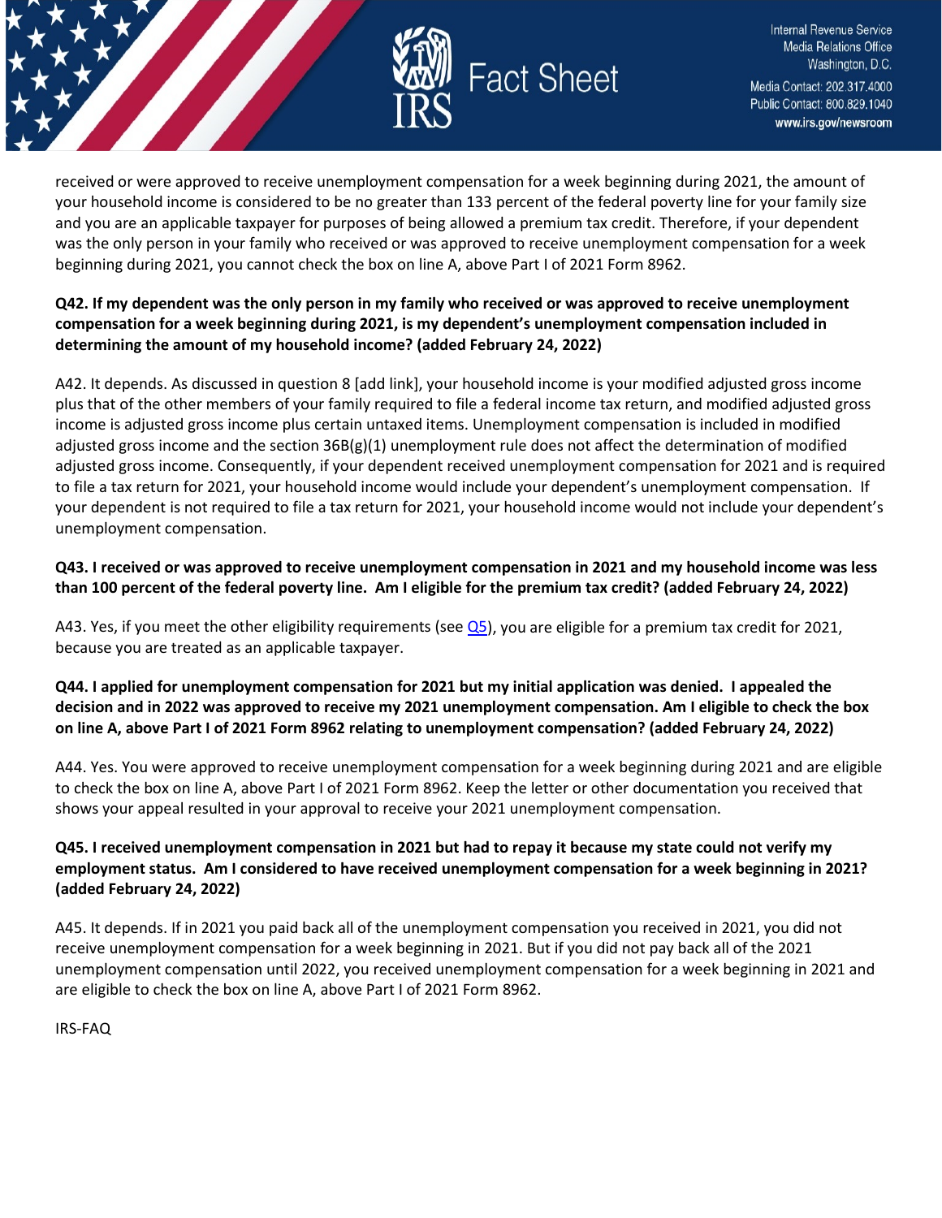received or were approved to receive unemployment compensation for a week beginning during 2021, the amount of your household income is considered to be no greater than 133 percent of the federal poverty line for your family size and you are an applicable taxpayer for purposes of being allowed a premium tax credit. Therefore, if your dependent was the only person in your family who received or was approved to receive unemployment compensation for a week beginning during 2021, you cannot check the box on line A, above Part I of 2021 Form 8962.

**Q42. If my dependent was the only person in my family who received or was approved to receive unemployment compensation for a week beginning during 2021, is my dependent's unemployment compensation included in determining the amount of my household income? (added February 24, 2022)**

A42. It depends. As discussed in question 8 [add link], your household income is your modified adjusted gross income plus that of the other members of your family required to file a federal income tax return, and modified adjusted gross income is adjusted gross income plus certain untaxed items. Unemployment compensation is included in modified adjusted gross income and the section 36B(g)(1) unemployment rule does not affect the determination of modified adjusted gross income. Consequently, if your dependent received unemployment compensation for 2021 and is required to file a tax return for 2021, your household income would include your dependent's unemployment compensation. If your dependent is not required to file a tax return for 2021, your household income would not include your dependent's unemployment compensation.

**Q43. I received or was approved to receive unemployment compensation in 2021 and my household income was less than 100 percent of the federal poverty line. Am I eligible for the premium tax credit? (added February 24, 2022)**

A43. Yes, if you meet the other eligibility requirements (see Q5), you are eligible for a premium tax credit for 2021, because you are treated as an applicable taxpayer.

**Q44. I applied for unemployment compensation for 2021 but my initial application was denied. I appealed the decision and in 2022 was approved to receive my 2021 unemployment compensation. Am I eligible to check the box on line A, above Part I of 2021 Form 8962 relating to unemployment compensation? (added February 24, 2022)**

A44. Yes. You were approved to receive unemployment compensation for a week beginning during 2021 and are eligible to check the box on line A, above Part I of 2021 Form 8962. Keep the letter or other documentation you received that shows your appeal resulted in your approval to receive your 2021 unemployment compensation.

**Q45. I received unemployment compensation in 2021 but had to repay it because my state could not verify my employment status. Am I considered to have received unemployment compensation for a week beginning in 2021? (added February 24, 2022)**

A45. It depends. If in 2021 you paid back all of the unemployment compensation you received in 2021, you did not receive unemployment compensation for a week beginning in 2021. But if you did not pay back all of the 2021 unemployment compensation until 2022, you received unemployment compensation for a week beginning in 2021 and are eligible to check the box on line A, above Part I of 2021 Form 8962.

IRS-FAQ